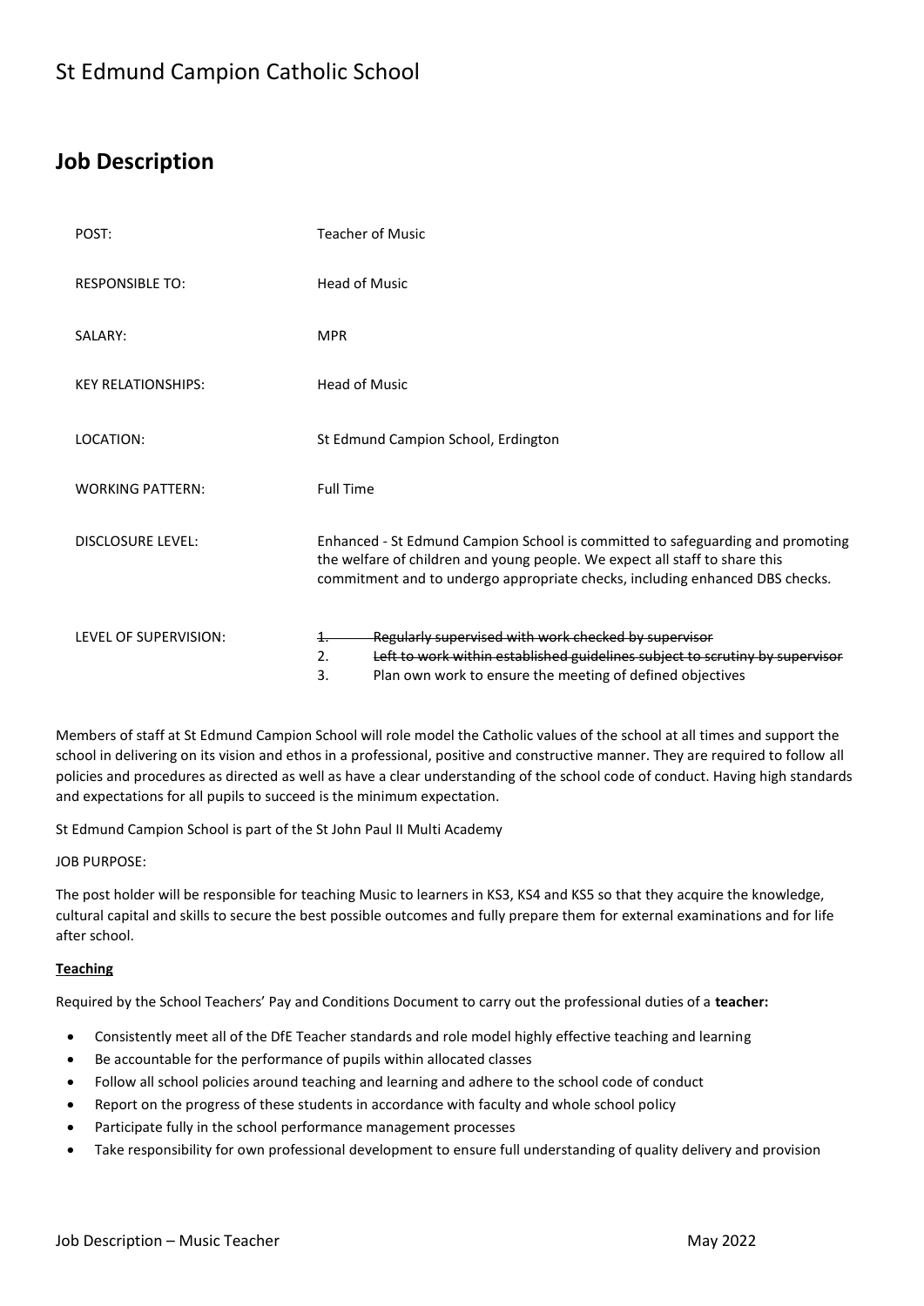# St Edmund Campion Catholic School

## Job Description

| | |
|---|---|
| POST: | Teacher of Music |
| RESPONSIBLE TO: | Head of Music |
| SALARY: | MPR |
| KEY RELATIONSHIPS: | Head of Music |
| LOCATION: | St Edmund Campion School, Erdington |
| WORKING PATTERN: | Full Time |
| DISCLOSURE LEVEL: | Enhanced - St Edmund Campion School is committed to safeguarding and promoting the welfare of children and young people. We expect all staff to share this commitment and to undergo appropriate checks, including enhanced DBS checks. |
| LEVEL OF SUPERVISION: | ~~1. Regularly supervised with work checked by supervisor~~<br>2. ~~Left to work within established guidelines subject to scrutiny by supervisor~~<br>3. Plan own work to ensure the meeting of defined objectives |

Members of staff at St Edmund Campion School will role model the Catholic values of the school at all times and support the school in delivering on its vision and ethos in a professional, positive and constructive manner. They are required to follow all policies and procedures as directed as well as have a clear understanding of the school code of conduct. Having high standards and expectations for all pupils to succeed is the minimum expectation.

St Edmund Campion School is part of the St John Paul II Multi Academy

JOB PURPOSE:

The post holder will be responsible for teaching Music to learners in KS3, KS4 and KS5 so that they acquire the knowledge, cultural capital and skills to secure the best possible outcomes and fully prepare them for external examinations and for life after school.

**Teaching**

Required by the School Teachers' Pay and Conditions Document to carry out the professional duties of a **teacher:**

- Consistently meet all of the DfE Teacher standards and role model highly effective teaching and learning
- Be accountable for the performance of pupils within allocated classes
- Follow all school policies around teaching and learning and adhere to the school code of conduct
- Report on the progress of these students in accordance with faculty and whole school policy
- Participate fully in the school performance management processes
- Take responsibility for own professional development to ensure full understanding of quality delivery and provision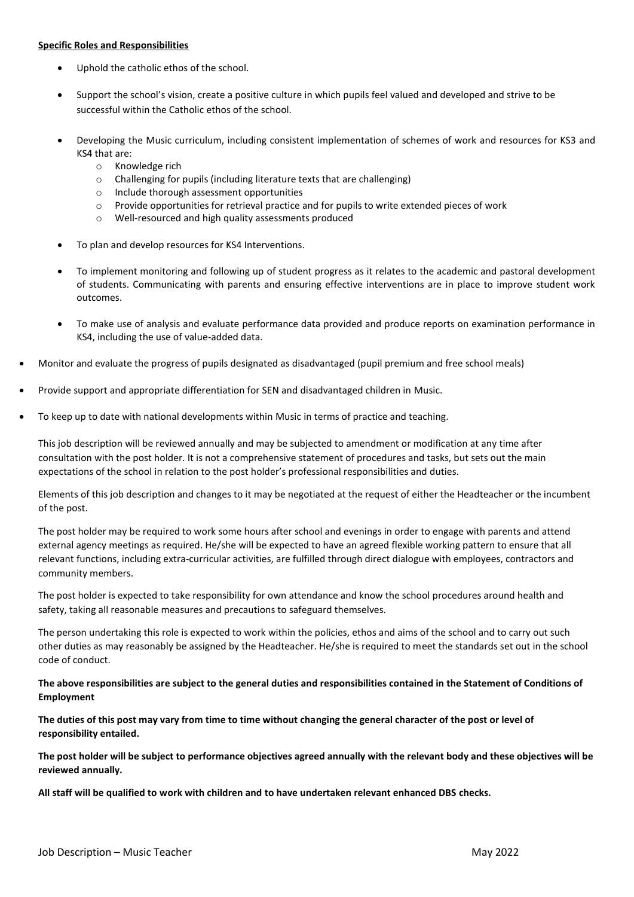**Specific Roles and Responsibilities**

- Uphold the catholic ethos of the school.
- Support the school's vision, create a positive culture in which pupils feel valued and developed and strive to be successful within the Catholic ethos of the school.
- Developing the Music curriculum, including consistent implementation of schemes of work and resources for KS3 and KS4 that are:
  - Knowledge rich
  - Challenging for pupils (including literature texts that are challenging)
  - Include thorough assessment opportunities
  - Provide opportunities for retrieval practice and for pupils to write extended pieces of work
  - Well-resourced and high quality assessments produced
- To plan and develop resources for KS4 Interventions.
- To implement monitoring and following up of student progress as it relates to the academic and pastoral development of students. Communicating with parents and ensuring effective interventions are in place to improve student work outcomes.
- To make use of analysis and evaluate performance data provided and produce reports on examination performance in KS4, including the use of value-added data.
- Monitor and evaluate the progress of pupils designated as disadvantaged (pupil premium and free school meals)
- Provide support and appropriate differentiation for SEN and disadvantaged children in Music.
- To keep up to date with national developments within Music in terms of practice and teaching.

This job description will be reviewed annually and may be subjected to amendment or modification at any time after consultation with the post holder. It is not a comprehensive statement of procedures and tasks, but sets out the main expectations of the school in relation to the post holder's professional responsibilities and duties.

Elements of this job description and changes to it may be negotiated at the request of either the Headteacher or the incumbent of the post.

The post holder may be required to work some hours after school and evenings in order to engage with parents and attend external agency meetings as required. He/she will be expected to have an agreed flexible working pattern to ensure that all relevant functions, including extra-curricular activities, are fulfilled through direct dialogue with employees, contractors and community members.

The post holder is expected to take responsibility for own attendance and know the school procedures around health and safety, taking all reasonable measures and precautions to safeguard themselves.

The person undertaking this role is expected to work within the policies, ethos and aims of the school and to carry out such other duties as may reasonably be assigned by the Headteacher. He/she is required to meet the standards set out in the school code of conduct.

**The above responsibilities are subject to the general duties and responsibilities contained in the Statement of Conditions of Employment**

**The duties of this post may vary from time to time without changing the general character of the post or level of responsibility entailed.**

**The post holder will be subject to performance objectives agreed annually with the relevant body and these objectives will be reviewed annually.**

**All staff will be qualified to work with children and to have undertaken relevant enhanced DBS checks.**